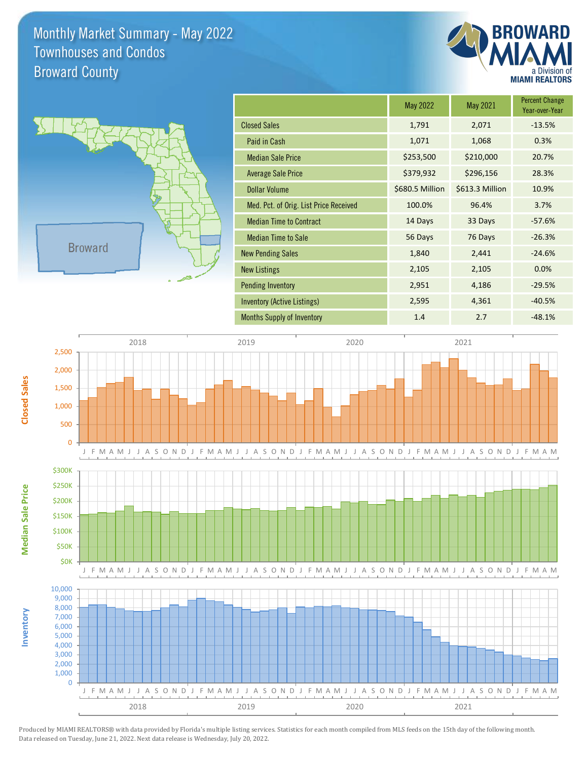# Monthly Market Summary - May 2022
## Townhouses and Condos
## Broward County

BROWARD MIAMI a Division of MIAMI REALTORS

Broward

| | May 2022 | May 2021 | Percent Change Year-over-Year |
|---|---|---|---|
| Closed Sales | 1,791 | 2,071 | -13.5% |
| Paid in Cash | 1,071 | 1,068 | 0.3% |
| Median Sale Price | $253,500 | $210,000 | 20.7% |
| Average Sale Price | $379,932 | $296,156 | 28.3% |
| Dollar Volume | $680.5 Million | $613.3 Million | 10.9% |
| Med. Pct. of Orig. List Price Received | 100.0% | 96.4% | 3.7% |
| Median Time to Contract | 14 Days | 33 Days | -57.6% |
| Median Time to Sale | 56 Days | 76 Days | -26.3% |
| New Pending Sales | 1,840 | 2,441 | -24.6% |
| New Listings | 2,105 | 2,105 | 0.0% |
| Pending Inventory | 2,951 | 4,186 | -29.5% |
| Inventory (Active Listings) | 2,595 | 4,361 | -40.5% |
| Months Supply of Inventory | 1.4 | 2.7 | -48.1% |

Closed Sales

Median Sale Price

Inventory

Produced by MIAMI REALTORS® with data provided by Florida's multiple listing services. Statistics for each month compiled from MLS feeds on the 15th day of the following month.
Data released on Tuesday, June 21, 2022. Next data release is Wednesday, July 20, 2022.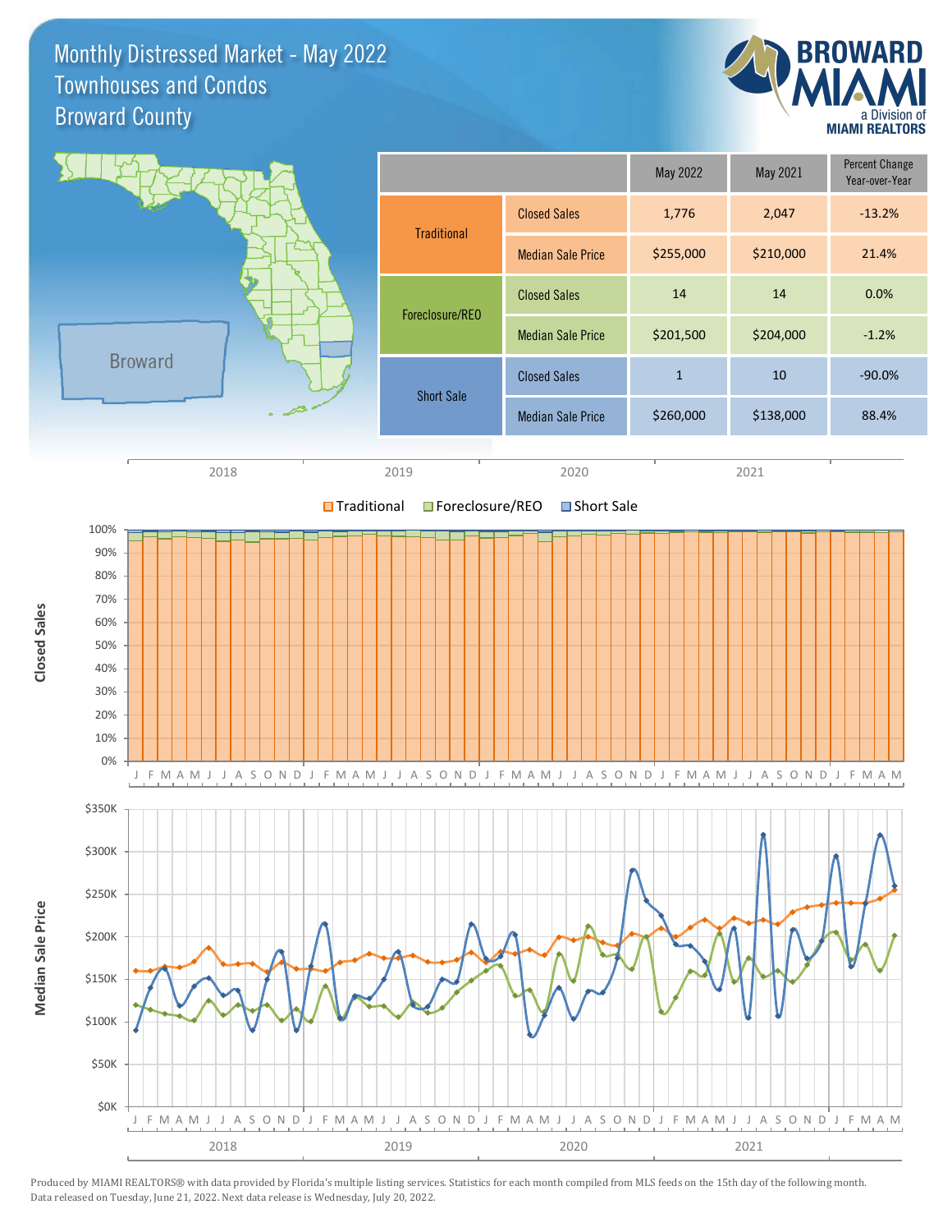# Monthly Distressed Market - May 2022
## Townhouses and Condos
## Broward County

BROWARD MIAMI a Division of MIAMI REALTORS

Broward

| | | May 2022 | May 2021 | Percent Change Year-over-Year |
|---|---|---|---|---|
| Traditional | Closed Sales | 1,776 | 2,047 | -13.2% |
| | Median Sale Price | $255,000 | $210,000 | 21.4% |
| Foreclosure/REO | Closed Sales | 14 | 14 | 0.0% |
| | Median Sale Price | $201,500 | $204,000 | -1.2% |
| Short Sale | Closed Sales | 1 | 10 | -90.0% |
| | Median Sale Price | $260,000 | $138,000 | 88.4% |

2018 2019 2020 2021

Traditional Foreclosure/REO Short Sale

Closed Sales

100% 90% 80% 70% 60% 50% 40% 30% 20% 10% 0%

J F M A M J J A S O N D J F M A M J J A S O N D J F M A M J J A S O N D J F M A M J J A S O N D J F M A M

Median Sale Price

$350K $300K $250K $200K $150K $100K $50K $0K

J F M A M J J A S O N D J F M A M J J A S O N D J F M A M J J A S O N D J F M A M J J A S O N D J F M A M

2018 2019 2020 2021

Produced by MIAMI REALTORS® with data provided by Florida's multiple listing services. Statistics for each month compiled from MLS feeds on the 15th day of the following month.
Data released on Tuesday, June 21, 2022. Next data release is Wednesday, July 20, 2022.